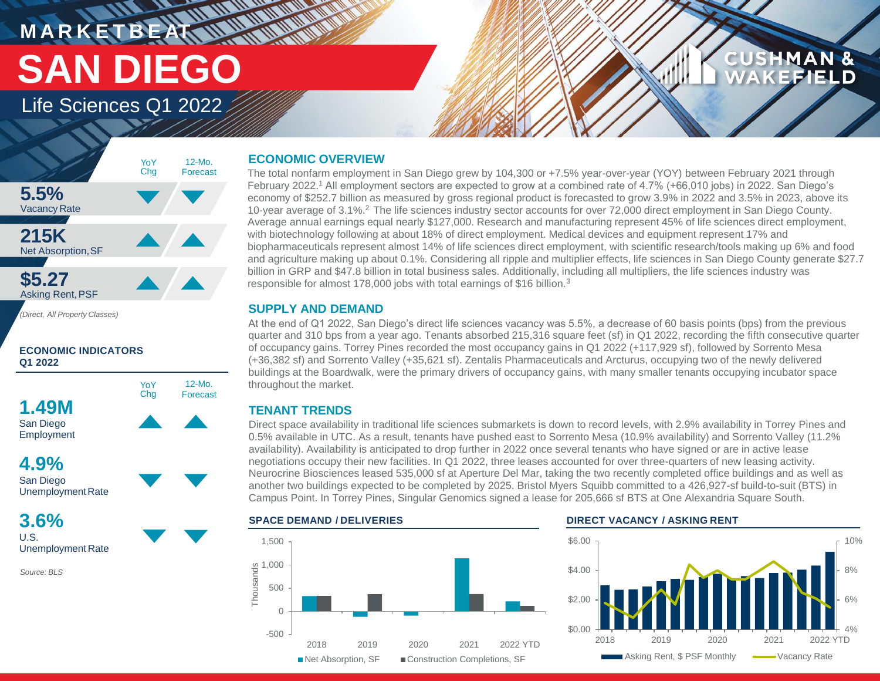MARKETBEAT

# SAN DIEGO

Life Sciences Q1 2022

CUSHMAN & WAKEFIELD

| | YoY Chg | 12-Mo. Forecast |
|---|---|---|
| **5.5%** Vacancy Rate | ▼ | ▼ |
| **215K** Net Absorption, SF | ▲ | ▲ |
| **$5.27** Asking Rent, PSF | ▲ | ▲ |

*(Direct, All Property Classes)*

**ECONOMIC INDICATORS Q1 2022**

| | YoY Chg | 12-Mo. Forecast |
|---|---|---|
| **1.49M** San Diego Employment | ▲ | ▲ |
| **4.9%** San Diego Unemployment Rate | ▼ | ▼ |
| **3.6%** U.S. Unemployment Rate | ▼ | ▼ |

*Source: BLS*

## ECONOMIC OVERVIEW

The total nonfarm employment in San Diego grew by 104,300 or +7.5% year-over-year (YOY) between February 2021 through February 2022.[1] All employment sectors are expected to grow at a combined rate of 4.7% (+66,010 jobs) in 2022. San Diego's economy of $252.7 billion as measured by gross regional product is forecasted to grow 3.9% in 2022 and 3.5% in 2023, above its 10-year average of 3.1%.[2] The life sciences industry sector accounts for over 72,000 direct employment in San Diego County. Average annual earnings equal nearly $127,000. Research and manufacturing represent 45% of life sciences direct employment, with biotechnology following at about 18% of direct employment. Medical devices and equipment represent 17% and biopharmaceuticals represent almost 14% of life sciences direct employment, with scientific research/tools making up 6% and food and agriculture making up about 0.1%. Considering all ripple and multiplier effects, life sciences in San Diego County generate $27.7 billion in GRP and $47.8 billion in total business sales. Additionally, including all multipliers, the life sciences industry was responsible for almost 178,000 jobs with total earnings of $16 billion.[3]

## SUPPLY AND DEMAND

At the end of Q1 2022, San Diego's direct life sciences vacancy was 5.5%, a decrease of 60 basis points (bps) from the previous quarter and 310 bps from a year ago. Tenants absorbed 215,316 square feet (sf) in Q1 2022, recording the fifth consecutive quarter of occupancy gains. Torrey Pines recorded the most occupancy gains in Q1 2022 (+117,929 sf), followed by Sorrento Mesa (+36,382 sf) and Sorrento Valley (+35,621 sf). Zentalis Pharmaceuticals and Arcturus, occupying two of the newly delivered buildings at the Boardwalk, were the primary drivers of occupancy gains, with many smaller tenants occupying incubator space throughout the market.

## TENANT TRENDS

Direct space availability in traditional life sciences submarkets is down to record levels, with 2.9% availability in Torrey Pines and 0.5% available in UTC. As a result, tenants have pushed east to Sorrento Mesa (10.9% availability) and Sorrento Valley (11.2% availability). Availability is anticipated to drop further in 2022 once several tenants who have signed or are in active lease negotiations occupy their new facilities. In Q1 2022, three leases accounted for over three-quarters of new leasing activity. Neurocrine Biosciences leased 535,000 sf at Aperture Del Mar, taking the two recently completed office buildings and as well as another two buildings expected to be completed by 2025. Bristol Myers Squibb committed to a 426,927-sf build-to-suit (BTS) in Campus Point. In Torrey Pines, Singular Genomics signed a lease for 205,666 sf BTS at One Alexandria Square South.

**SPACE DEMAND / DELIVERIES**

**DIRECT VACANCY / ASKING RENT**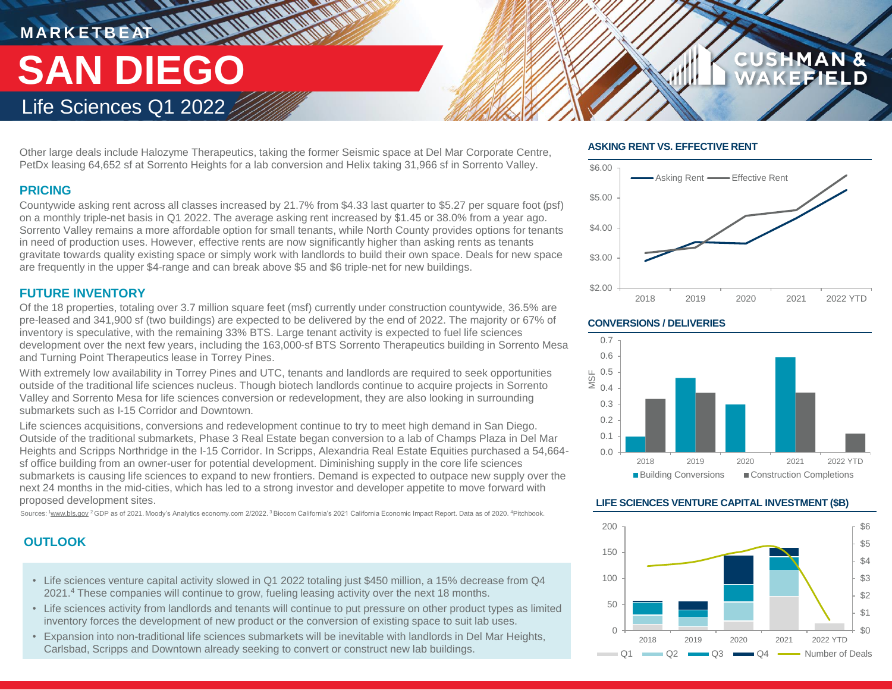# MARKETBEAT

# SAN DIEGO

## Life Sciences Q1 2022

Other large deals include Halozyme Therapeutics, taking the former Seismic space at Del Mar Corporate Centre, PetDx leasing 64,652 sf at Sorrento Heights for a lab conversion and Helix taking 31,966 sf in Sorrento Valley.

### PRICING

Countywide asking rent across all classes increased by 21.7% from $4.33 last quarter to $5.27 per square foot (psf) on a monthly triple-net basis in Q1 2022. The average asking rent increased by $1.45 or 38.0% from a year ago. Sorrento Valley remains a more affordable option for small tenants, while North County provides options for tenants in need of production uses. However, effective rents are now significantly higher than asking rents as tenants gravitate towards quality existing space or simply work with landlords to build their own space. Deals for new space are frequently in the upper $4-range and can break above $5 and $6 triple-net for new buildings.

### FUTURE INVENTORY

Of the 18 properties, totaling over 3.7 million square feet (msf) currently under construction countywide, 36.5% are pre-leased and 341,900 sf (two buildings) are expected to be delivered by the end of 2022. The majority or 67% of inventory is speculative, with the remaining 33% BTS. Large tenant activity is expected to fuel life sciences development over the next few years, including the 163,000-sf BTS Sorrento Therapeutics building in Sorrento Mesa and Turning Point Therapeutics lease in Torrey Pines.

With extremely low availability in Torrey Pines and UTC, tenants and landlords are required to seek opportunities outside of the traditional life sciences nucleus. Though biotech landlords continue to acquire projects in Sorrento Valley and Sorrento Mesa for life sciences conversion or redevelopment, they are also looking in surrounding submarkets such as I-15 Corridor and Downtown.

Life sciences acquisitions, conversions and redevelopment continue to try to meet high demand in San Diego. Outside of the traditional submarkets, Phase 3 Real Estate began conversion to a lab of Champs Plaza in Del Mar Heights and Scripps Northridge in the I-15 Corridor. In Scripps, Alexandria Real Estate Equities purchased a 54,664-sf office building from an owner-user for potential development. Diminishing supply in the core life sciences submarkets is causing life sciences to expand to new frontiers. Demand is expected to outpace new supply over the next 24 months in the mid-cities, which has led to a strong investor and developer appetite to move forward with proposed development sites.

Sources: [1]www.bls.gov [2]GDP as of 2021. Moody's Analytics economy.com 2/2022. [3]Biocom California's 2021 California Economic Impact Report. Data as of 2020. [4]Pitchbook.

### OUTLOOK

- Life sciences venture capital activity slowed in Q1 2022 totaling just $450 million, a 15% decrease from Q4 2021.[4] These companies will continue to grow, fueling leasing activity over the next 18 months.
- Life sciences activity from landlords and tenants will continue to put pressure on other product types as limited inventory forces the development of new product or the conversion of existing space to suit lab uses.
- Expansion into non-traditional life sciences submarkets will be inevitable with landlords in Del Mar Heights, Carlsbad, Scripps and Downtown already seeking to convert or construct new lab buildings.

### ASKING RENT VS. EFFECTIVE RENT

### CONVERSIONS / DELIVERIES

### LIFE SCIENCES VENTURE CAPITAL INVESTMENT ($B)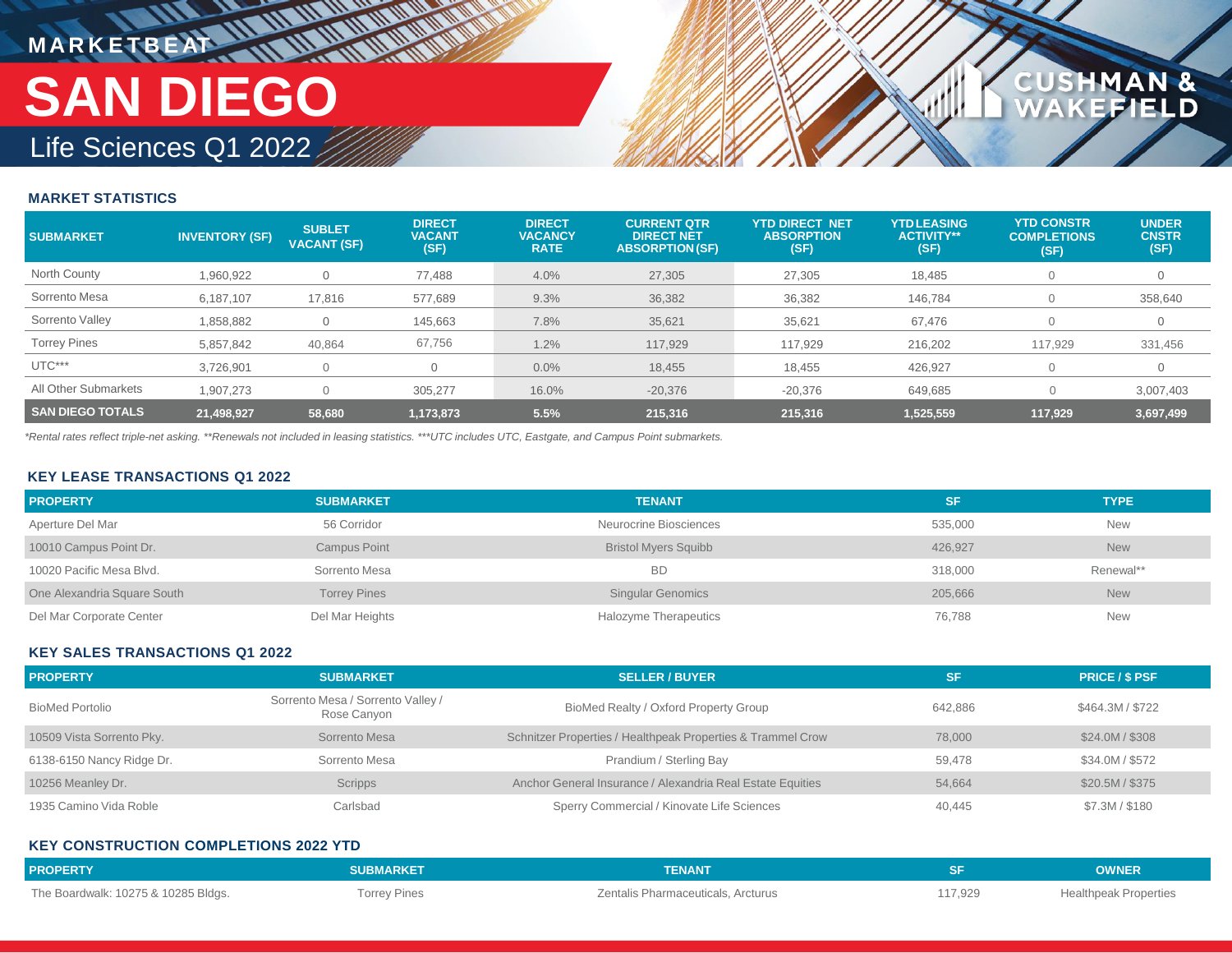# MARKETBEAT

# SAN DIEGO

## Life Sciences Q1 2022

### MARKET STATISTICS

| SUBMARKET | INVENTORY (SF) | SUBLET VACANT (SF) | DIRECT VACANT (SF) | DIRECT VACANCY RATE | CURRENT QTR DIRECT NET ABSORPTION (SF) | YTD DIRECT NET ABSORPTION (SF) | YTD LEASING ACTIVITY** (SF) | YTD CONSTR COMPLETIONS (SF) | UNDER CNSTR (SF) |
|---|---|---|---|---|---|---|---|---|---|
| North County | 1,960,922 | 0 | 77,488 | 4.0% | 27,305 | 27,305 | 18,485 | 0 | 0 |
| Sorrento Mesa | 6,187,107 | 17,816 | 577,689 | 9.3% | 36,382 | 36,382 | 146,784 | 0 | 358,640 |
| Sorrento Valley | 1,858,882 | 0 | 145,663 | 7.8% | 35,621 | 35,621 | 67,476 | 0 | 0 |
| Torrey Pines | 5,857,842 | 40,864 | 67,756 | 1.2% | 117,929 | 117,929 | 216,202 | 117,929 | 331,456 |
| UTC*** | 3,726,901 | 0 | 0 | 0.0% | 18,455 | 18,455 | 426,927 | 0 | 0 |
| All Other Submarkets | 1,907,273 | 0 | 305,277 | 16.0% | -20,376 | -20,376 | 649,685 | 0 | 3,007,403 |
| **SAN DIEGO TOTALS** | **21,498,927** | **58,680** | **1,173,873** | **5.5%** | **215,316** | **215,316** | **1,525,559** | **117,929** | **3,697,499** |

*Rental rates reflect triple-net asking. **Renewals not included in leasing statistics. ***UTC includes UTC, Eastgate, and Campus Point submarkets.*

### KEY LEASE TRANSACTIONS Q1 2022

| PROPERTY | SUBMARKET | TENANT | SF | TYPE |
|---|---|---|---|---|
| Aperture Del Mar | 56 Corridor | Neurocrine Biosciences | 535,000 | New |
| 10010 Campus Point Dr. | Campus Point | Bristol Myers Squibb | 426,927 | New |
| 10020 Pacific Mesa Blvd. | Sorrento Mesa | BD | 318,000 | Renewal** |
| One Alexandria Square South | Torrey Pines | Singular Genomics | 205,666 | New |
| Del Mar Corporate Center | Del Mar Heights | Halozyme Therapeutics | 76,788 | New |

### KEY SALES TRANSACTIONS Q1 2022

| PROPERTY | SUBMARKET | SELLER / BUYER | SF | PRICE / $ PSF |
|---|---|---|---|---|
| BioMed Portolio | Sorrento Mesa / Sorrento Valley / Rose Canyon | BioMed Realty / Oxford Property Group | 642,886 | $464.3M / $722 |
| 10509 Vista Sorrento Pky. | Sorrento Mesa | Schnitzer Properties / Healthpeak Properties & Trammel Crow | 78,000 | $24.0M / $308 |
| 6138-6150 Nancy Ridge Dr. | Sorrento Mesa | Prandium / Sterling Bay | 59,478 | $34.0M / $572 |
| 10256 Meanley Dr. | Scripps | Anchor General Insurance / Alexandria Real Estate Equities | 54,664 | $20.5M / $375 |
| 1935 Camino Vida Roble | Carlsbad | Sperry Commercial / Kinovate Life Sciences | 40,445 | $7.3M / $180 |

### KEY CONSTRUCTION COMPLETIONS 2022 YTD

| PROPERTY | SUBMARKET | TENANT | SF | OWNER |
|---|---|---|---|---|
| The Boardwalk: 10275 & 10285 Bldgs. | Torrey Pines | Zentalis Pharmaceuticals, Arcturus | 117,929 | Healthpeak Properties |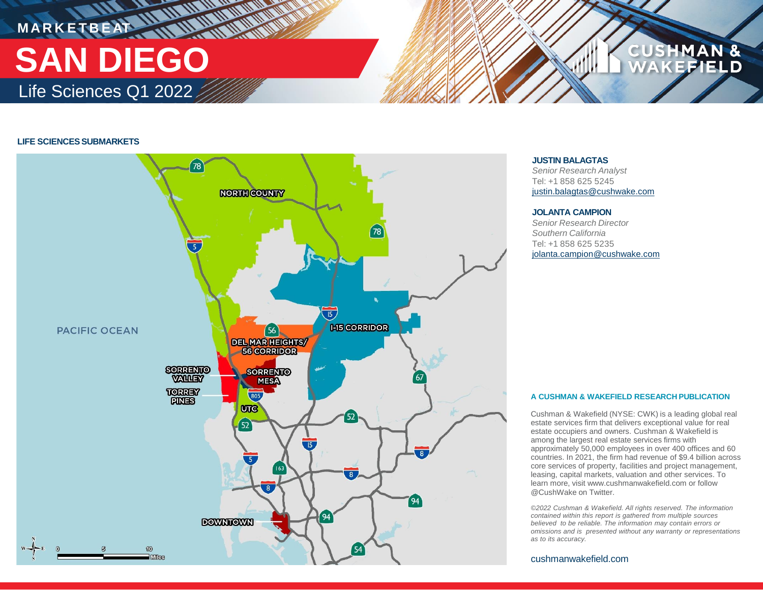MARKETBEAT

# SAN DIEGO

## Life Sciences Q1 2022

### LIFE SCIENCES SUBMARKETS

PACIFIC OCEAN
NORTH COUNTY
I-15 CORRIDOR
DEL MAR HEIGHTS/ 56 CORRIDOR
SORRENTO VALLEY
SORRENTO MESA
TORREY PINES
UTC
DOWNTOWN
78
5
56
15
805
52
67
163
8
94
54
0
5
10
Miles

**JUSTIN BALAGTAS**
*Senior Research Analyst*
Tel: +1 858 625 5245
justin.balagtas@cushwake.com

**JOLANTA CAMPION**
*Senior Research Director*
*Southern California*
Tel: +1 858 625 5235
jolanta.campion@cushwake.com

**A CUSHMAN & WAKEFIELD RESEARCH PUBLICATION**

Cushman & Wakefield (NYSE: CWK) is a leading global real estate services firm that delivers exceptional value for real estate occupiers and owners. Cushman & Wakefield is among the largest real estate services firms with approximately 50,000 employees in over 400 offices and 60 countries. In 2021, the firm had revenue of $9.4 billion across core services of property, facilities and project management, leasing, capital markets, valuation and other services. To learn more, visit www.cushmanwakefield.com or follow @CushWake on Twitter.

*©2022 Cushman & Wakefield. All rights reserved. The information contained within this report is gathered from multiple sources believed to be reliable. The information may contain errors or omissions and is presented without any warranty or representations as to its accuracy.*

cushmanwakefield.com